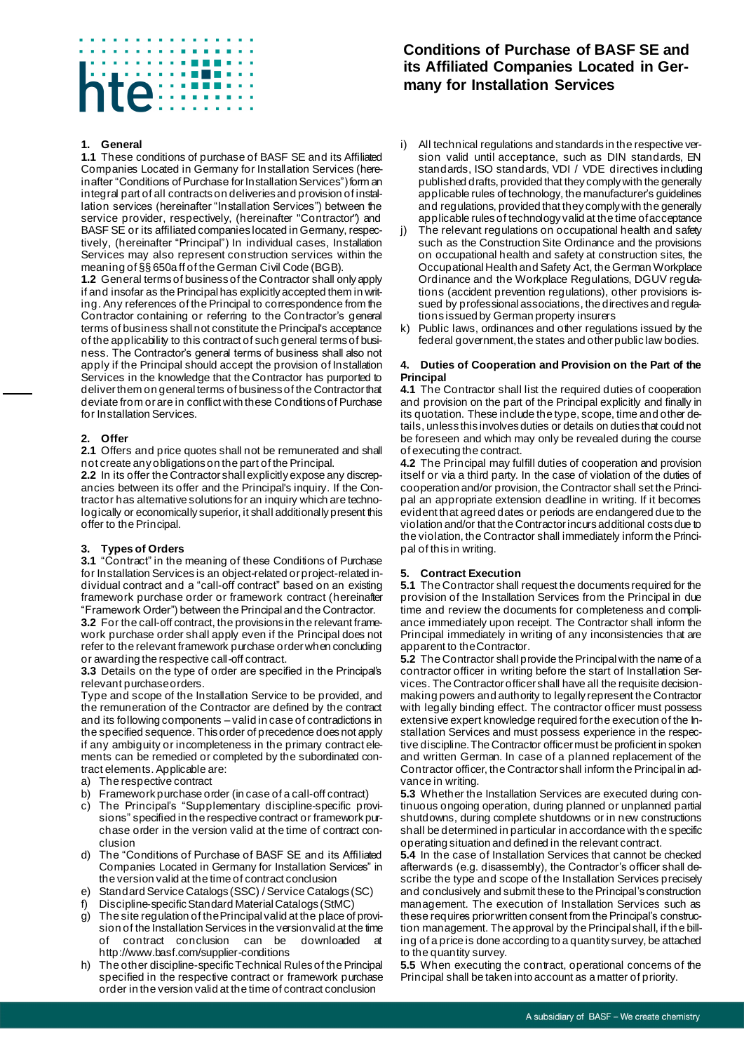# Conditions of Purchase of BASF SE and its Affiliated Companies Located in Germany for Installation Services

## 1. General

**1.1** These conditions of purchase of BASF SE and its Affiliated Companies Located in Germany for Installation Services (hereinafter "Conditions of Purchase for Installation Services") form an integral part of all contracts on deliveries and provision of installation services (hereinafter "Installation Services") between the service provider, respectively, (hereinafter "Contractor") and BASF SE or its affiliated companies located in Germany, respectively, (hereinafter "Principal") In individual cases, Installation Services may also represent construction services within the meaning of §§ 650a ff of the German Civil Code (BGB).

**1.2** General terms of business of the Contractor shall only apply if and insofar as the Principal has explicitly accepted them in writing. Any references of the Principal to correspondence from the Contractor containing or referring to the Contractor's general terms of business shall not constitute the Principal's acceptance of the applicability to this contract of such general terms of business. The Contractor's general terms of business shall also not apply if the Principal should accept the provision of Installation Services in the knowledge that the Contractor has purported to deliver them on general terms of business of the Contractor that deviate from or are in conflict with these Conditions of Purchase for Installation Services.

## 2. Offer

**2.1** Offers and price quotes shall not be remunerated and shall not create any obligations on the part of the Principal.

**2.2** In its offer the Contractor shall explicitly expose any discrepancies between its offer and the Principal's inquiry. If the Contractor has alternative solutions for an inquiry which are technologically or economically superior, it shall additionally present this offer to the Principal.

## 3. Types of Orders

**3.1** "Contract" in the meaning of these Conditions of Purchase for Installation Services is an object-related or project-related individual contract and a "call-off contract" based on an existing framework purchase order or framework contract (hereinafter "Framework Order") between the Principal and the Contractor.

**3.2** For the call-off contract, the provisions in the relevant framework purchase order shall apply even if the Principal does not refer to the relevant framework purchase order when concluding or awarding the respective call-off contract.

**3.3** Details on the type of order are specified in the Principal's relevant purchase orders.

Type and scope of the Installation Service to be provided, and the remuneration of the Contractor are defined by the contract and its following components – valid in case of contradictions in the specified sequence. This order of precedence does not apply if any ambiguity or incompleteness in the primary contract elements can be remedied or completed by the subordinated contract elements. Applicable are:

a) The respective contract
b) Framework purchase order (in case of a call-off contract)
c) The Principal's "Supplementary discipline-specific provisions" specified in the respective contract or framework purchase order in the version valid at the time of contract conclusion
d) The "Conditions of Purchase of BASF SE and its Affiliated Companies Located in Germany for Installation Services" in the version valid at the time of contract conclusion
e) Standard Service Catalogs (SSC) / Service Catalogs (SC)
f) Discipline-specific Standard Material Catalogs (StMC)
g) The site regulation of the Principal valid at the place of provision of the Installation Services in the version valid at the time of contract conclusion can be downloaded at http://www.basf.com/supplier-conditions
h) The other discipline-specific Technical Rules of the Principal specified in the respective contract or framework purchase order in the version valid at the time of contract conclusion
i) All technical regulations and standards in the respective version valid until acceptance, such as DIN standards, EN standards, ISO standards, VDI / VDE directives including published drafts, provided that they comply with the generally applicable rules of technology, the manufacturer's guidelines and regulations, provided that they comply with the generally applicable rules of technology valid at the time of acceptance
j) The relevant regulations on occupational health and safety such as the Construction Site Ordinance and the provisions on occupational health and safety at construction sites, the Occupational Health and Safety Act, the German Workplace Ordinance and the Workplace Regulations, DGUV regulations (accident prevention regulations), other provisions issued by professional associations, the directives and regulations issued by German property insurers
k) Public laws, ordinances and other regulations issued by the federal government, the states and other public law bodies.

## 4. Duties of Cooperation and Provision on the Part of the Principal

**4.1** The Contractor shall list the required duties of cooperation and provision on the part of the Principal explicitly and finally in its quotation. These include the type, scope, time and other details, unless this involves duties or details on duties that could not be foreseen and which may only be revealed during the course of executing the contract.

**4.2** The Principal may fulfill duties of cooperation and provision itself or via a third party. In the case of violation of the duties of cooperation and/or provision, the Contractor shall set the Principal an appropriate extension deadline in writing. If it becomes evident that agreed dates or periods are endangered due to the violation and/or that the Contractor incurs additional costs due to the violation, the Contractor shall immediately inform the Principal of this in writing.

## 5. Contract Execution

**5.1** The Contractor shall request the documents required for the provision of the Installation Services from the Principal in due time and review the documents for completeness and compliance immediately upon receipt. The Contractor shall inform the Principal immediately in writing of any inconsistencies that are apparent to the Contractor.

**5.2** The Contractor shall provide the Principal with the name of a contractor officer in writing before the start of Installation Services. The Contractor officer shall have all the requisite decision-making powers and authority to legally represent the Contractor with legally binding effect. The contractor officer must possess extensive expert knowledge required for the execution of the Installation Services and must possess experience in the respective discipline. The Contractor officer must be proficient in spoken and written German. In case of a planned replacement of the Contractor officer, the Contractor shall inform the Principal in advance in writing.

**5.3** Whether the Installation Services are executed during continuous ongoing operation, during planned or unplanned partial shutdowns, during complete shutdowns or in new constructions shall be determined in particular in accordance with the specific operating situation and defined in the relevant contract.

**5.4** In the case of Installation Services that cannot be checked afterwards (e.g. disassembly), the Contractor's officer shall describe the type and scope of the Installation Services precisely and conclusively and submit these to the Principal's construction management. The execution of Installation Services such as these requires prior written consent from the Principal's construction management. The approval by the Principal shall, if the billing of a price is done according to a quantity survey, be attached to the quantity survey.

**5.5** When executing the contract, operational concerns of the Principal shall be taken into account as a matter of priority.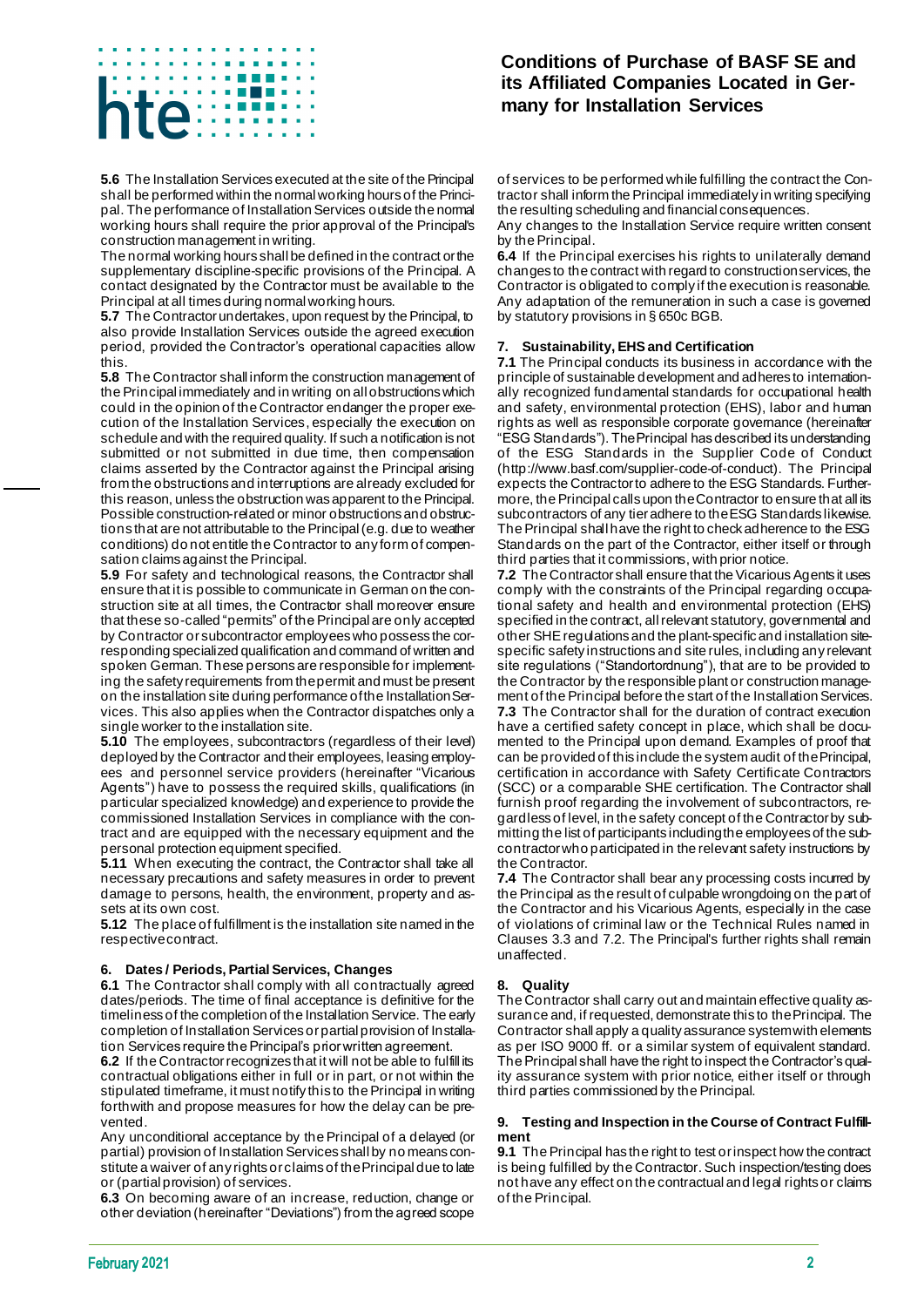**5.6** The Installation Services executed at the site of the Principal shall be performed within the normal working hours of the Principal. The performance of Installation Services outside the normal working hours shall require the prior approval of the Principal's construction management in writing.

The normal working hours shall be defined in the contract or the supplementary discipline-specific provisions of the Principal. A contact designated by the Contractor must be available to the Principal at all times during normal working hours.

**5.7** The Contractor undertakes, upon request by the Principal, to also provide Installation Services outside the agreed execution period, provided the Contractor's operational capacities allow this.

**5.8** The Contractor shall inform the construction management of the Principal immediately and in writing on all obstructions which could in the opinion of the Contractor endanger the proper execution of the Installation Services, especially the execution on schedule and with the required quality. If such a notification is not submitted or not submitted in due time, then compensation claims asserted by the Contractor against the Principal arising from the obstructions and interruptions are already excluded for this reason, unless the obstruction was apparent to the Principal. Possible construction-related or minor obstructions and obstructions that are not attributable to the Principal (e.g. due to weather conditions) do not entitle the Contractor to any form of compensation claims against the Principal.

**5.9** For safety and technological reasons, the Contractor shall ensure that it is possible to communicate in German on the construction site at all times, the Contractor shall moreover ensure that these so-called "permits" of the Principal are only accepted by Contractor or subcontractor employees who possess the corresponding specialized qualification and command of written and spoken German. These persons are responsible for implementing the safety requirements from the permit and must be present on the installation site during performance of the Installation Services. This also applies when the Contractor dispatches only a single worker to the installation site.

**5.10** The employees, subcontractors (regardless of their level) deployed by the Contractor and their employees, leasing employees and personnel service providers (hereinafter "Vicarious Agents") have to possess the required skills, qualifications (in particular specialized knowledge) and experience to provide the commissioned Installation Services in compliance with the contract and are equipped with the necessary equipment and the personal protection equipment specified.

**5.11** When executing the contract, the Contractor shall take all necessary precautions and safety measures in order to prevent damage to persons, health, the environment, property and assets at its own cost.

**5.12** The place of fulfillment is the installation site named in the respective contract.

## 6. Dates / Periods, Partial Services, Changes

**6.1** The Contractor shall comply with all contractually agreed dates/periods. The time of final acceptance is definitive for the timeliness of the completion of the Installation Service. The early completion of Installation Services or partial provision of Installation Services require the Principal's prior written agreement.

**6.2** If the Contractor recognizes that it will not be able to fulfill its contractual obligations either in full or in part, or not within the stipulated timeframe, it must notify this to the Principal in writing forthwith and propose measures for how the delay can be prevented.

Any unconditional acceptance by the Principal of a delayed (or partial) provision of Installation Services shall by no means constitute a waiver of any rights or claims of the Principal due to late or (partial provision) of services.

**6.3** On becoming aware of an increase, reduction, change or other deviation (hereinafter "Deviations") from the agreed scope of services to be performed while fulfilling the contract the Contractor shall inform the Principal immediately in writing specifying the resulting scheduling and financial consequences.

Any changes to the Installation Service require written consent by the Principal.

**6.4** If the Principal exercises his rights to unilaterally demand changes to the contract with regard to construction services, the Contractor is obligated to comply if the execution is reasonable. Any adaptation of the remuneration in such a case is governed by statutory provisions in § 650c BGB.

## 7. Sustainability, EHS and Certification

**7.1** The Principal conducts its business in accordance with the principle of sustainable development and adheres to internationally recognized fundamental standards for occupational health and safety, environmental protection (EHS), labor and human rights as well as responsible corporate governance (hereinafter "ESG Standards"). The Principal has described its understanding of the ESG Standards in the Supplier Code of Conduct (http://www.basf.com/supplier-code-of-conduct). The Principal expects the Contractor to adhere to the ESG Standards. Furthermore, the Principal calls upon the Contractor to ensure that all its subcontractors of any tier adhere to the ESG Standards likewise. The Principal shall have the right to check adherence to the ESG Standards on the part of the Contractor, either itself or through third parties that it commissions, with prior notice.

**7.2** The Contractor shall ensure that the Vicarious Agents it uses comply with the constraints of the Principal regarding occupational safety and health and environmental protection (EHS) specified in the contract, all relevant statutory, governmental and other SHE regulations and the plant-specific and installation site-specific safety instructions and site rules, including any relevant site regulations ("Standortordnung"), that are to be provided to the Contractor by the responsible plant or construction management of the Principal before the start of the Installation Services.

**7.3** The Contractor shall for the duration of contract execution have a certified safety concept in place, which shall be documented to the Principal upon demand. Examples of proof that can be provided of this include the system audit of the Principal, certification in accordance with Safety Certificate Contractors (SCC) or a comparable SHE certification. The Contractor shall furnish proof regarding the involvement of subcontractors, regardless of level, in the safety concept of the Contractor by submitting the list of participants including the employees of the subcontractor who participated in the relevant safety instructions by the Contractor.

**7.4** The Contractor shall bear any processing costs incurred by the Principal as the result of culpable wrongdoing on the part of the Contractor and his Vicarious Agents, especially in the case of violations of criminal law or the Technical Rules named in Clauses 3.3 and 7.2. The Principal's further rights shall remain unaffected.

## 8. Quality

The Contractor shall carry out and maintain effective quality assurance and, if requested, demonstrate this to the Principal. The Contractor shall apply a quality assurance system with elements as per ISO 9000 ff. or a similar system of equivalent standard. The Principal shall have the right to inspect the Contractor's quality assurance system with prior notice, either itself or through third parties commissioned by the Principal.

## 9. Testing and Inspection in the Course of Contract Fulfillment

**9.1** The Principal has the right to test or inspect how the contract is being fulfilled by the Contractor. Such inspection/testing does not have any effect on the contractual and legal rights or claims of the Principal.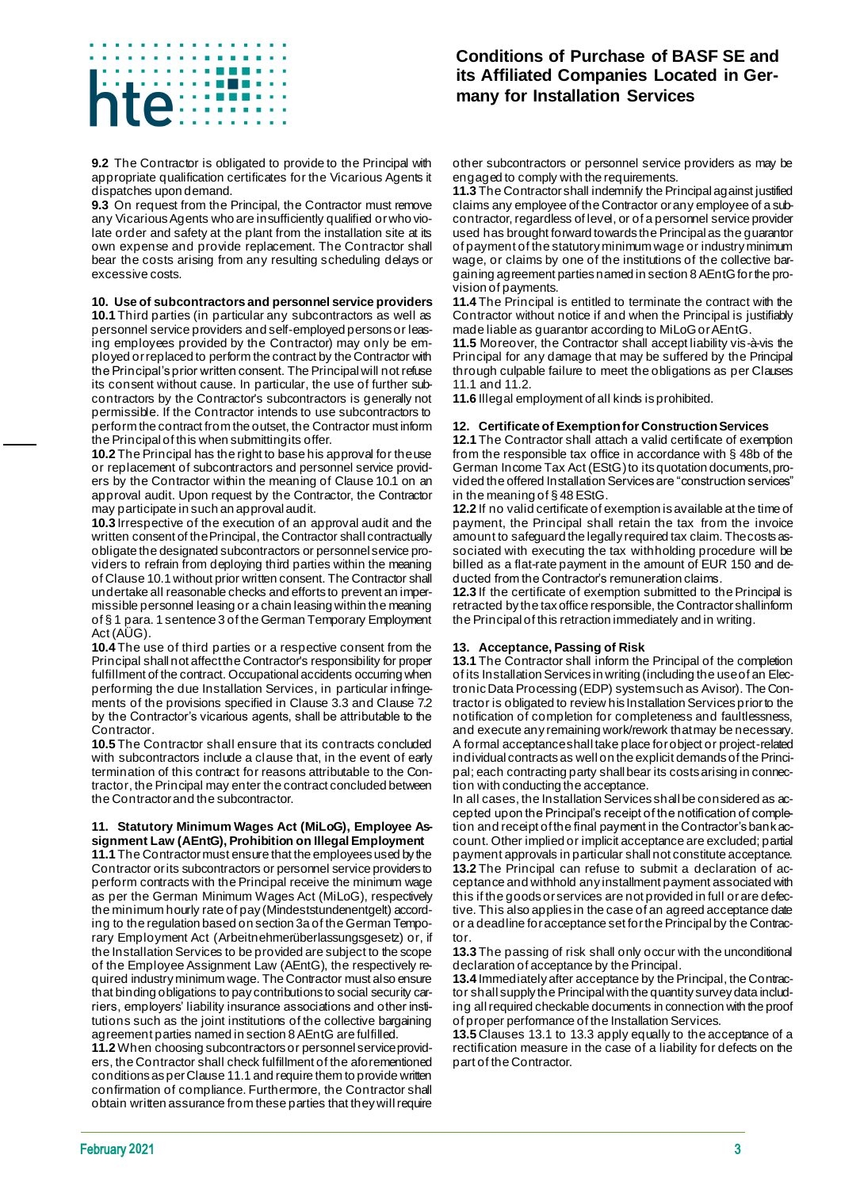**9.2** The Contractor is obligated to provide to the Principal with appropriate qualification certificates for the Vicarious Agents it dispatches upon demand.

**9.3** On request from the Principal, the Contractor must remove any Vicarious Agents who are insufficiently qualified or who violate order and safety at the plant from the installation site at its own expense and provide replacement. The Contractor shall bear the costs arising from any resulting scheduling delays or excessive costs.

## 10. Use of subcontractors and personnel service providers

**10.1** Third parties (in particular any subcontractors as well as personnel service providers and self-employed persons or leasing employees provided by the Contractor) may only be employed or replaced to perform the contract by the Contractor with the Principal's prior written consent. The Principal will not refuse its consent without cause. In particular, the use of further subcontractors by the Contractor's subcontractors is generally not permissible. If the Contractor intends to use subcontractors to perform the contract from the outset, the Contractor must inform the Principal of this when submitting its offer.

**10.2** The Principal has the right to base his approval for the use or replacement of subcontractors and personnel service providers by the Contractor within the meaning of Clause 10.1 on an approval audit. Upon request by the Contractor, the Contractor may participate in such an approval audit.

**10.3** Irrespective of the execution of an approval audit and the written consent of the Principal, the Contractor shall contractually obligate the designated subcontractors or personnel service providers to refrain from deploying third parties within the meaning of Clause 10.1 without prior written consent. The Contractor shall undertake all reasonable checks and efforts to prevent an impermissible personnel leasing or a chain leasing within the meaning of § 1 para. 1 sentence 3 of the German Temporary Employment Act (AÜG).

**10.4** The use of third parties or a respective consent from the Principal shall not affect the Contractor's responsibility for proper fulfillment of the contract. Occupational accidents occurring when performing the due Installation Services, in particular infringements of the provisions specified in Clause 3.3 and Clause 7.2 by the Contractor's vicarious agents, shall be attributable to the Contractor.

**10.5** The Contractor shall ensure that its contracts concluded with subcontractors include a clause that, in the event of early termination of this contract for reasons attributable to the Contractor, the Principal may enter the contract concluded between the Contractor and the subcontractor.

## 11. Statutory Minimum Wages Act (MiLoG), Employee Assignment Law (AEntG), Prohibition on Illegal Employment

**11.1** The Contractor must ensure that the employees used by the Contractor or its subcontractors or personnel service providers to perform contracts with the Principal receive the minimum wage as per the German Minimum Wages Act (MiLoG), respectively the minimum hourly rate of pay (Mindeststundenentgelt) according to the regulation based on section 3a of the German Temporary Employment Act (Arbeitnehmerüberlassungsgesetz) or, if the Installation Services to be provided are subject to the scope of the Employee Assignment Law (AEntG), the respectively required industry minimum wage. The Contractor must also ensure that binding obligations to pay contributions to social security carriers, employers' liability insurance associations and other institutions such as the joint institutions of the collective bargaining agreement parties named in section 8 AEntG are fulfilled.

**11.2** When choosing subcontractors or personnel service providers, the Contractor shall check fulfillment of the aforementioned conditions as per Clause 11.1 and require them to provide written confirmation of compliance. Furthermore, the Contractor shall obtain written assurance from these parties that they will require other subcontractors or personnel service providers as may be engaged to comply with the requirements.

**11.3** The Contractor shall indemnify the Principal against justified claims any employee of the Contractor or any employee of a subcontractor, regardless of level, or of a personnel service provider used has brought forward towards the Principal as the guarantor of payment of the statutory minimum wage or industry minimum wage, or claims by one of the institutions of the collective bargaining agreement parties named in section 8 AEntG for the provision of payments.

**11.4** The Principal is entitled to terminate the contract with the Contractor without notice if and when the Principal is justifiably made liable as guarantor according to MiLoG or AEntG.

**11.5** Moreover, the Contractor shall accept liability vis-à-vis the Principal for any damage that may be suffered by the Principal through culpable failure to meet the obligations as per Clauses 11.1 and 11.2.

**11.6** Illegal employment of all kinds is prohibited.

## 12. Certificate of Exemption for Construction Services

**12.1** The Contractor shall attach a valid certificate of exemption from the responsible tax office in accordance with § 48b of the German Income Tax Act (EStG) to its quotation documents, provided the offered Installation Services are "construction services" in the meaning of § 48 EStG.

**12.2** If no valid certificate of exemption is available at the time of payment, the Principal shall retain the tax from the invoice amount to safeguard the legally required tax claim. The costs associated with executing the tax withholding procedure will be billed as a flat-rate payment in the amount of EUR 150 and deducted from the Contractor's remuneration claims.

**12.3** If the certificate of exemption submitted to the Principal is retracted by the tax office responsible, the Contractor shall inform the Principal of this retraction immediately and in writing.

## 13. Acceptance, Passing of Risk

**13.1** The Contractor shall inform the Principal of the completion of its Installation Services in writing (including the use of an Electronic Data Processing (EDP) system such as Avisor). The Contractor is obligated to review his Installation Services prior to the notification of completion for completeness and faultlessness, and execute any remaining work/rework that may be necessary. A formal acceptance shall take place for object or project-related individual contracts as well on the explicit demands of the Principal; each contracting party shall bear its costs arising in connection with conducting the acceptance.

In all cases, the Installation Services shall be considered as accepted upon the Principal's receipt of the notification of completion and receipt of the final payment in the Contractor's bank account. Other implied or implicit acceptance are excluded; partial payment approvals in particular shall not constitute acceptance.

**13.2** The Principal can refuse to submit a declaration of acceptance and withhold any installment payment associated with this if the goods or services are not provided in full or are defective. This also applies in the case of an agreed acceptance date or a deadline for acceptance set for the Principal by the Contractor.

**13.3** The passing of risk shall only occur with the unconditional declaration of acceptance by the Principal.

**13.4** Immediately after acceptance by the Principal, the Contractor shall supply the Principal with the quantity survey data including all required checkable documents in connection with the proof of proper performance of the Installation Services.

**13.5** Clauses 13.1 to 13.3 apply equally to the acceptance of a rectification measure in the case of a liability for defects on the part of the Contractor.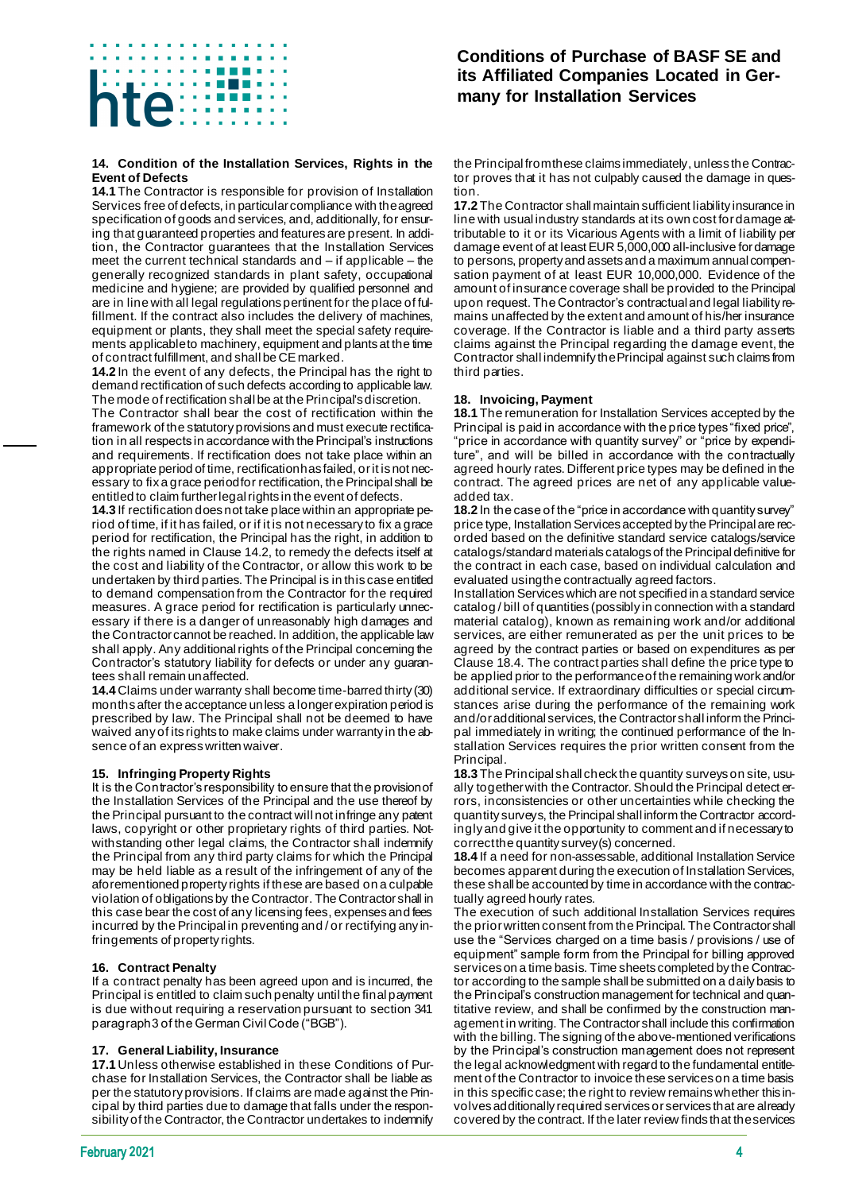### 14. Condition of the Installation Services, Rights in the Event of Defects

**14.1** The Contractor is responsible for provision of Installation Services free of defects, in particular compliance with the agreed specification of goods and services, and, additionally, for ensuring that guaranteed properties and features are present. In addition, the Contractor guarantees that the Installation Services meet the current technical standards and – if applicable – the generally recognized standards in plant safety, occupational medicine and hygiene; are provided by qualified personnel and are in line with all legal regulations pertinent for the place of fulfillment. If the contract also includes the delivery of machines, equipment or plants, they shall meet the special safety requirements applicable to machinery, equipment and plants at the time of contract fulfillment, and shall be CE marked.

**14.2** In the event of any defects, the Principal has the right to demand rectification of such defects according to applicable law. The mode of rectification shall be at the Principal's discretion. The Contractor shall bear the cost of rectification within the framework of the statutory provisions and must execute rectification in all respects in accordance with the Principal's instructions and requirements. If rectification does not take place within an appropriate period of time, rectification has failed, or it is not necessary to fix a grace period for rectification, the Principal shall be entitled to claim further legal rights in the event of defects.

**14.3** If rectification does not take place within an appropriate period of time, if it has failed, or if it is not necessary to fix a grace period for rectification, the Principal has the right, in addition to the rights named in Clause 14.2, to remedy the defects itself at the cost and liability of the Contractor, or allow this work to be undertaken by third parties. The Principal is in this case entitled to demand compensation from the Contractor for the required measures. A grace period for rectification is particularly unnecessary if there is a danger of unreasonably high damages and the Contractor cannot be reached. In addition, the applicable law shall apply. Any additional rights of the Principal concerning the Contractor's statutory liability for defects or under any guarantees shall remain unaffected.

**14.4** Claims under warranty shall become time-barred thirty (30) months after the acceptance unless a longer expiration period is prescribed by law. The Principal shall not be deemed to have waived any of its rights to make claims under warranty in the absence of an express written waiver.

### 15. Infringing Property Rights

It is the Contractor's responsibility to ensure that the provision of the Installation Services of the Principal and the use thereof by the Principal pursuant to the contract will not infringe any patent laws, copyright or other proprietary rights of third parties. Notwithstanding other legal claims, the Contractor shall indemnify the Principal from any third party claims for which the Principal may be held liable as a result of the infringement of any of the aforementioned property rights if these are based on a culpable violation of obligations by the Contractor. The Contractor shall in this case bear the cost of any licensing fees, expenses and fees incurred by the Principal in preventing and / or rectifying any infringements of property rights.

### 16. Contract Penalty

If a contract penalty has been agreed upon and is incurred, the Principal is entitled to claim such penalty until the final payment is due without requiring a reservation pursuant to section 341 paragraph 3 of the German Civil Code ("BGB").

### 17. General Liability, Insurance

**17.1** Unless otherwise established in these Conditions of Purchase for Installation Services, the Contractor shall be liable as per the statutory provisions. If claims are made against the Principal by third parties due to damage that falls under the responsibility of the Contractor, the Contractor undertakes to indemnify the Principal from these claims immediately, unless the Contractor proves that it has not culpably caused the damage in question.

**17.2** The Contractor shall maintain sufficient liability insurance in line with usual industry standards at its own cost for damage attributable to it or its Vicarious Agents with a limit of liability per damage event of at least EUR 5,000,000 all-inclusive for damage to persons, property and assets and a maximum annual compensation payment of at least EUR 10,000,000. Evidence of the amount of insurance coverage shall be provided to the Principal upon request. The Contractor's contractual and legal liability remains unaffected by the extent and amount of his/her insurance coverage. If the Contractor is liable and a third party asserts claims against the Principal regarding the damage event, the Contractor shall indemnify the Principal against such claims from third parties.

### 18. Invoicing, Payment

**18.1** The remuneration for Installation Services accepted by the Principal is paid in accordance with the price types "fixed price", "price in accordance with quantity survey" or "price by expenditure", and will be billed in accordance with the contractually agreed hourly rates. Different price types may be defined in the contract. The agreed prices are net of any applicable value-added tax.

**18.2** In the case of the "price in accordance with quantity survey" price type, Installation Services accepted by the Principal are recorded based on the definitive standard service catalogs/service catalogs/standard materials catalogs of the Principal definitive for the contract in each case, based on individual calculation and evaluated using the contractually agreed factors.

Installation Services which are not specified in a standard service catalog / bill of quantities (possibly in connection with a standard material catalog), known as remaining work and/or additional services, are either remunerated as per the unit prices to be agreed by the contract parties or based on expenditures as per Clause 18.4. The contract parties shall define the price type to be applied prior to the performance of the remaining work and/or additional service. If extraordinary difficulties or special circumstances arise during the performance of the remaining work and/or additional services, the Contractor shall inform the Principal immediately in writing; the continued performance of the Installation Services requires the prior written consent from the Principal.

**18.3** The Principal shall check the quantity surveys on site, usually together with the Contractor. Should the Principal detect errors, inconsistencies or other uncertainties while checking the quantity surveys, the Principal shall inform the Contractor accordingly and give it the opportunity to comment and if necessary to correct the quantity survey(s) concerned.

**18.4** If a need for non-assessable, additional Installation Service becomes apparent during the execution of Installation Services, these shall be accounted by time in accordance with the contractually agreed hourly rates.

The execution of such additional Installation Services requires the prior written consent from the Principal. The Contractor shall use the "Services charged on a time basis / provisions / use of equipment" sample form from the Principal for billing approved services on a time basis. Time sheets completed by the Contractor according to the sample shall be submitted on a daily basis to the Principal's construction management for technical and quantitative review, and shall be confirmed by the construction management in writing. The Contractor shall include this confirmation with the billing. The signing of the above-mentioned verifications by the Principal's construction management does not represent the legal acknowledgment with regard to the fundamental entitlement of the Contractor to invoice these services on a time basis in this specific case; the right to review remains whether this involves additionally required services or services that are already covered by the contract. If the later review finds that the services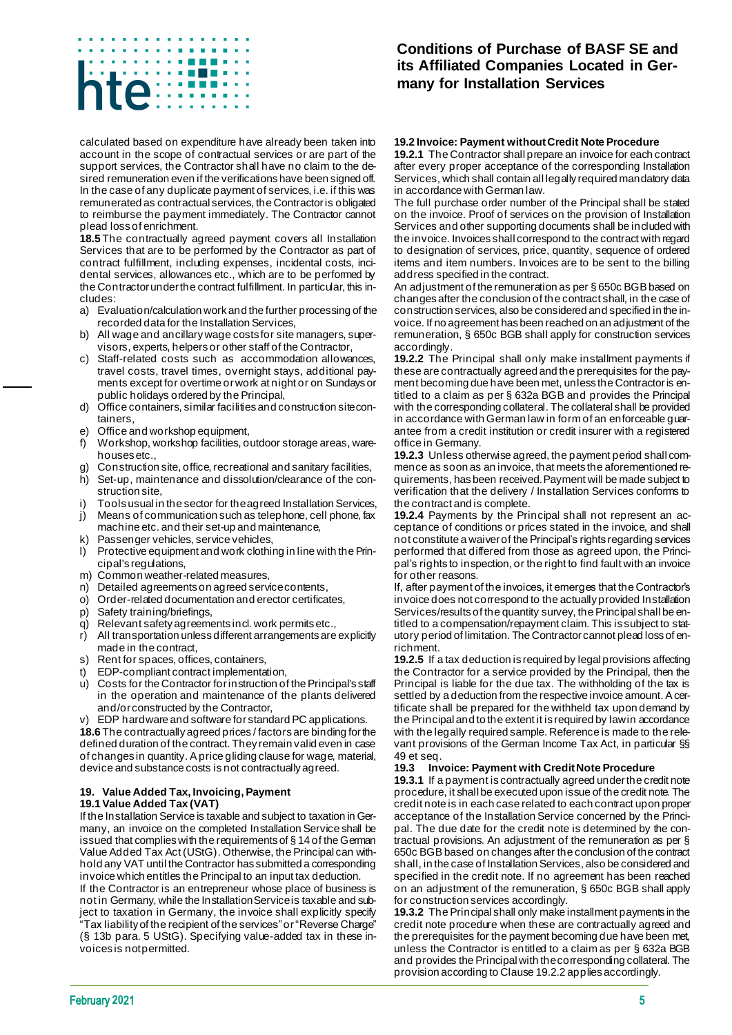calculated based on expenditure have already been taken into account in the scope of contractual services or are part of the support services, the Contractor shall have no claim to the desired remuneration even if the verifications have been signed off. In the case of any duplicate payment of services, i.e. if this was remunerated as contractual services, the Contractor is obligated to reimburse the payment immediately. The Contractor cannot plead loss of enrichment.

**18.5** The contractually agreed payment covers all Installation Services that are to be performed by the Contractor as part of contract fulfillment, including expenses, incidental costs, incidental services, allowances etc., which are to be performed by the Contractor under the contract fulfillment. In particular, this includes:

a) Evaluation/calculation work and the further processing of the recorded data for the Installation Services,
b) All wage and ancillary wage costs for site managers, supervisors, experts, helpers or other staff of the Contractor,
c) Staff-related costs such as accommodation allowances, travel costs, travel times, overnight stays, additional payments except for overtime or work at night or on Sundays or public holidays ordered by the Principal,
d) Office containers, similar facilities and construction site containers,
e) Office and workshop equipment,
f) Workshop, workshop facilities, outdoor storage areas, warehouses etc.,
g) Construction site, office, recreational and sanitary facilities,
h) Set-up, maintenance and dissolution/clearance of the construction site,
i) Tools usual in the sector for the agreed Installation Services,
j) Means of communication such as telephone, cell phone, fax machine etc. and their set-up and maintenance,
k) Passenger vehicles, service vehicles,
l) Protective equipment and work clothing in line with the Principal's regulations,
m) Common weather-related measures,
n) Detailed agreements on agreed service contents,
o) Order-related documentation and erector certificates,
p) Safety training/briefings,
q) Relevant safety agreements incl. work permits etc.,
r) All transportation unless different arrangements are explicitly made in the contract,
s) Rent for spaces, offices, containers,
t) EDP-compliant contract implementation,
u) Costs for the Contractor for instruction of the Principal's staff in the operation and maintenance of the plants delivered and/or constructed by the Contractor,
v) EDP hardware and software for standard PC applications.

**18.6** The contractually agreed prices / factors are binding for the defined duration of the contract. They remain valid even in case of changes in quantity. A price gliding clause for wage, material, device and substance costs is not contractually agreed.

## 19. Value Added Tax, Invoicing, Payment

### 19.1 Value Added Tax (VAT)

If the Installation Service is taxable and subject to taxation in Germany, an invoice on the completed Installation Service shall be issued that complies with the requirements of § 14 of the German Value Added Tax Act (UStG). Otherwise, the Principal can withhold any VAT until the Contractor has submitted a corresponding invoice which entitles the Principal to an input tax deduction.

If the Contractor is an entrepreneur whose place of business is not in Germany, while the Installation Service is taxable and subject to taxation in Germany, the invoice shall explicitly specify "Tax liability of the recipient of the services" or "Reverse Charge" (§ 13b para. 5 UStG). Specifying value-added tax in these invoices is not permitted.

### 19.2 Invoice: Payment without Credit Note Procedure

**19.2.1** The Contractor shall prepare an invoice for each contract after every proper acceptance of the corresponding Installation Services, which shall contain all legally required mandatory data in accordance with German law.

The full purchase order number of the Principal shall be stated on the invoice. Proof of services on the provision of Installation Services and other supporting documents shall be included with the invoice. Invoices shall correspond to the contract with regard to designation of services, price, quantity, sequence of ordered items and item numbers. Invoices are to be sent to the billing address specified in the contract.

An adjustment of the remuneration as per § 650c BGB based on changes after the conclusion of the contract shall, in the case of construction services, also be considered and specified in the invoice. If no agreement has been reached on an adjustment of the remuneration, § 650c BGB shall apply for construction services accordingly.

**19.2.2** The Principal shall only make installment payments if these are contractually agreed and the prerequisites for the payment becoming due have been met, unless the Contractor is entitled to a claim as per § 632a BGB and provides the Principal with the corresponding collateral. The collateral shall be provided in accordance with German law in form of an enforceable guarantee from a credit institution or credit insurer with a registered office in Germany.

**19.2.3** Unless otherwise agreed, the payment period shall commence as soon as an invoice, that meets the aforementioned requirements, has been received. Payment will be made subject to verification that the delivery / Installation Services conforms to the contract and is complete.

**19.2.4** Payments by the Principal shall not represent an acceptance of conditions or prices stated in the invoice, and shall not constitute a waiver of the Principal's rights regarding services performed that differed from those as agreed upon, the Principal's rights to inspection, or the right to find fault with an invoice for other reasons.

If, after payment of the invoices, it emerges that the Contractor's invoice does not correspond to the actually provided Installation Services/results of the quantity survey, the Principal shall be entitled to a compensation/repayment claim. This is subject to statutory period of limitation. The Contractor cannot plead loss of enrichment.

**19.2.5** If a tax deduction is required by legal provisions affecting the Contractor for a service provided by the Principal, then the Principal is liable for the due tax. The withholding of the tax is settled by a deduction from the respective invoice amount. A certificate shall be prepared for the withheld tax upon demand by the Principal and to the extent it is required by law in accordance with the legally required sample. Reference is made to the relevant provisions of the German Income Tax Act, in particular §§ 49 et seq.

### 19.3 Invoice: Payment with Credit Note Procedure

**19.3.1** If a payment is contractually agreed under the credit note procedure, it shall be executed upon issue of the credit note. The credit note is in each case related to each contract upon proper acceptance of the Installation Service concerned by the Principal. The due date for the credit note is determined by the contractual provisions. An adjustment of the remuneration as per § 650c BGB based on changes after the conclusion of the contract shall, in the case of Installation Services, also be considered and specified in the credit note. If no agreement has been reached on an adjustment of the remuneration, § 650c BGB shall apply for construction services accordingly.

**19.3.2** The Principal shall only make installment payments in the credit note procedure when these are contractually agreed and the prerequisites for the payment becoming due have been met, unless the Contractor is entitled to a claim as per § 632a BGB and provides the Principal with the corresponding collateral. The provision according to Clause 19.2.2 applies accordingly.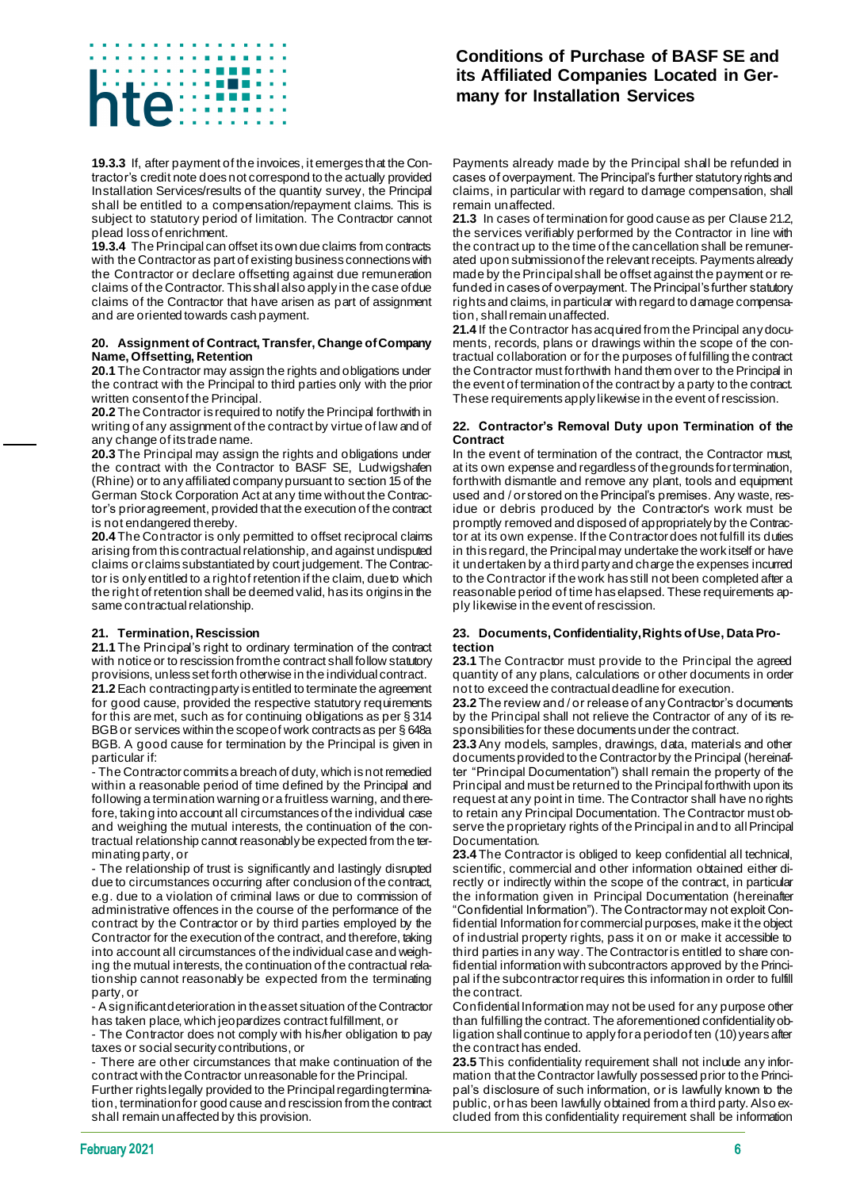**19.3.3** If, after payment of the invoices, it emerges that the Contractor's credit note does not correspond to the actually provided Installation Services/results of the quantity survey, the Principal shall be entitled to a compensation/repayment claims. This is subject to statutory period of limitation. The Contractor cannot plead loss of enrichment.

**19.3.4** The Principal can offset its own due claims from contracts with the Contractor as part of existing business connections with the Contractor or declare offsetting against due remuneration claims of the Contractor. This shall also apply in the case of due claims of the Contractor that have arisen as part of assignment and are oriented towards cash payment.

## 20. Assignment of Contract, Transfer, Change of Company Name, Offsetting, Retention

**20.1** The Contractor may assign the rights and obligations under the contract with the Principal to third parties only with the prior written consent of the Principal.

**20.2** The Contractor is required to notify the Principal forthwith in writing of any assignment of the contract by virtue of law and of any change of its trade name.

**20.3** The Principal may assign the rights and obligations under the contract with the Contractor to BASF SE, Ludwigshafen (Rhine) or to any affiliated company pursuant to section 15 of the German Stock Corporation Act at any time without the Contractor's prior agreement, provided that the execution of the contract is not endangered thereby.

**20.4** The Contractor is only permitted to offset reciprocal claims arising from this contractual relationship, and against undisputed claims or claims substantiated by court judgement. The Contractor is only entitled to a right of retention if the claim, due to which the right of retention shall be deemed valid, has its origins in the same contractual relationship.

## 21. Termination, Rescission

**21.1** The Principal's right to ordinary termination of the contract with notice or to rescission from the contract shall follow statutory provisions, unless set forth otherwise in the individual contract.

**21.2** Each contracting party is entitled to terminate the agreement for good cause, provided the respective statutory requirements for this are met, such as for continuing obligations as per § 314 BGB or services within the scope of work contracts as per § 648a BGB. A good cause for termination by the Principal is given in particular if:

- The Contractor commits a breach of duty, which is not remedied within a reasonable period of time defined by the Principal and following a termination warning or a fruitless warning, and therefore, taking into account all circumstances of the individual case and weighing the mutual interests, the continuation of the contractual relationship cannot reasonably be expected from the terminating party, or
- The relationship of trust is significantly and lastingly disrupted due to circumstances occurring after conclusion of the contract, e.g. due to a violation of criminal laws or due to commission of administrative offences in the course of the performance of the contract by the Contractor or by third parties employed by the Contractor for the execution of the contract, and therefore, taking into account all circumstances of the individual case and weighing the mutual interests, the continuation of the contractual relationship cannot reasonably be expected from the terminating party, or
- A significant deterioration in the asset situation of the Contractor has taken place, which jeopardizes contract fulfillment, or
- The Contractor does not comply with his/her obligation to pay taxes or social security contributions, or
- There are other circumstances that make continuation of the contract with the Contractor unreasonable for the Principal.

Further rights legally provided to the Principal regarding termination, termination for good cause and rescission from the contract shall remain unaffected by this provision.

Payments already made by the Principal shall be refunded in cases of overpayment. The Principal's further statutory rights and claims, in particular with regard to damage compensation, shall remain unaffected.

**21.3** In cases of termination for good cause as per Clause 21.2, the services verifiably performed by the Contractor in line with the contract up to the time of the cancellation shall be remunerated upon submission of the relevant receipts. Payments already made by the Principal shall be offset against the payment or refunded in cases of overpayment. The Principal's further statutory rights and claims, in particular with regard to damage compensation, shall remain unaffected.

**21.4** If the Contractor has acquired from the Principal any documents, records, plans or drawings within the scope of the contractual collaboration or for the purposes of fulfilling the contract the Contractor must forthwith hand them over to the Principal in the event of termination of the contract by a party to the contract. These requirements apply likewise in the event of rescission.

## 22. Contractor's Removal Duty upon Termination of the Contract

In the event of termination of the contract, the Contractor must, at its own expense and regardless of the grounds for termination, forthwith dismantle and remove any plant, tools and equipment used and / or stored on the Principal's premises. Any waste, residue or debris produced by the Contractor's work must be promptly removed and disposed of appropriately by the Contractor at its own expense. If the Contractor does not fulfill its duties in this regard, the Principal may undertake the work itself or have it undertaken by a third party and charge the expenses incurred to the Contractor if the work has still not been completed after a reasonable period of time has elapsed. These requirements apply likewise in the event of rescission.

## 23. Documents, Confidentiality, Rights of Use, Data Protection

**23.1** The Contractor must provide to the Principal the agreed quantity of any plans, calculations or other documents in order not to exceed the contractual deadline for execution.

**23.2** The review and / or release of any Contractor's documents by the Principal shall not relieve the Contractor of any of its responsibilities for these documents under the contract.

**23.3** Any models, samples, drawings, data, materials and other documents provided to the Contractor by the Principal (hereinafter "Principal Documentation") shall remain the property of the Principal and must be returned to the Principal forthwith upon its request at any point in time. The Contractor shall have no rights to retain any Principal Documentation. The Contractor must observe the proprietary rights of the Principal in and to all Principal Documentation.

**23.4** The Contractor is obliged to keep confidential all technical, scientific, commercial and other information obtained either directly or indirectly within the scope of the contract, in particular the information given in Principal Documentation (hereinafter "Confidential Information"). The Contractor may not exploit Confidential Information for commercial purposes, make it the object of industrial property rights, pass it on or make it accessible to third parties in any way. The Contractor is entitled to share confidential information with subcontractors approved by the Principal if the subcontractor requires this information in order to fulfill the contract.

Confidential Information may not be used for any purpose other than fulfilling the contract. The aforementioned confidentiality obligation shall continue to apply for a period of ten (10) years after the contract has ended.

**23.5** This confidentiality requirement shall not include any information that the Contractor lawfully possessed prior to the Principal's disclosure of such information, or is lawfully known to the public, or has been lawfully obtained from a third party. Also excluded from this confidentiality requirement shall be information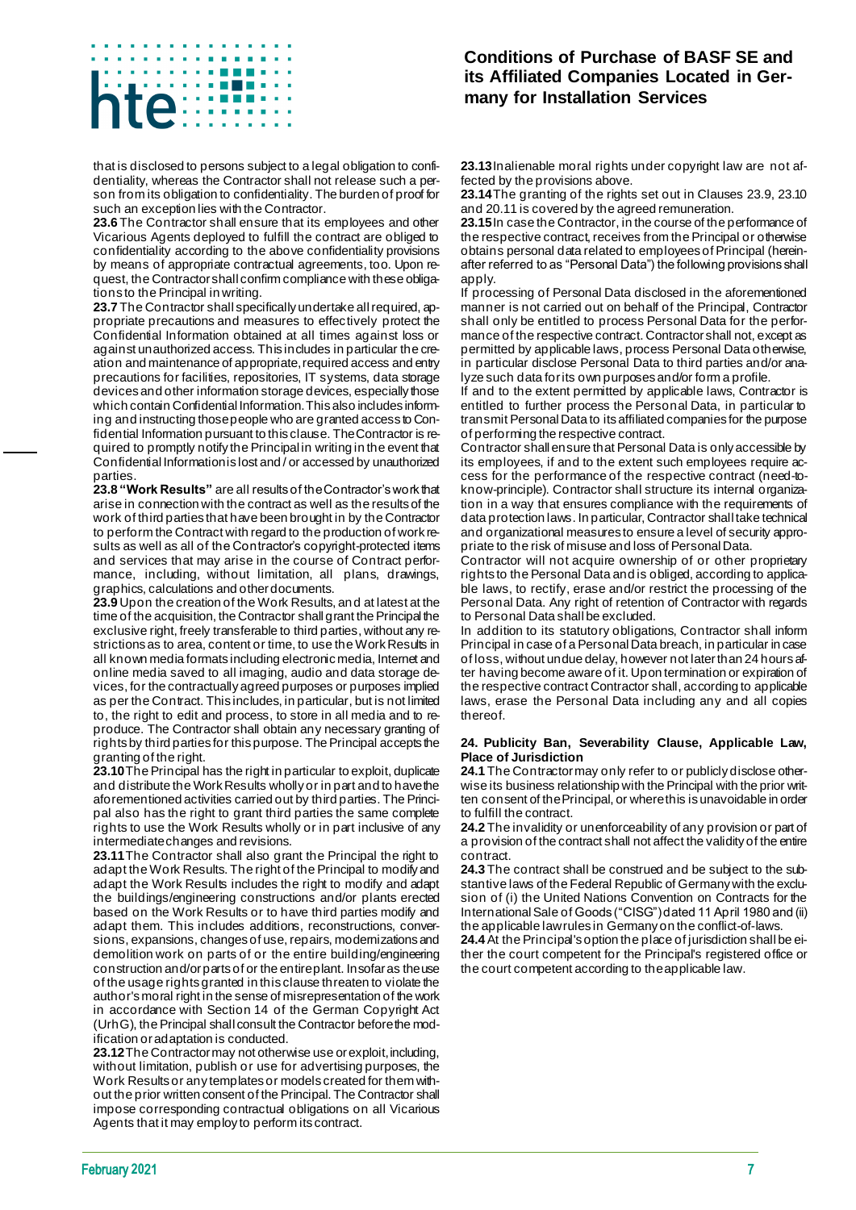that is disclosed to persons subject to a legal obligation to confidentiality, whereas the Contractor shall not release such a person from its obligation to confidentiality. The burden of proof for such an exception lies with the Contractor.

**23.6** The Contractor shall ensure that its employees and other Vicarious Agents deployed to fulfill the contract are obliged to confidentiality according to the above confidentiality provisions by means of appropriate contractual agreements, too. Upon request, the Contractor shall confirm compliance with these obligations to the Principal in writing.

**23.7** The Contractor shall specifically undertake all required, appropriate precautions and measures to effectively protect the Confidential Information obtained at all times against loss or against unauthorized access. This includes in particular the creation and maintenance of appropriate, required access and entry precautions for facilities, repositories, IT systems, data storage devices and other information storage devices, especially those which contain Confidential Information. This also includes informing and instructing those people who are granted access to Confidential Information pursuant to this clause. The Contractor is required to promptly notify the Principal in writing in the event that Confidential Information is lost and / or accessed by unauthorized parties.

**23.8 "Work Results"** are all results of the Contractor's work that arise in connection with the contract as well as the results of the work of third parties that have been brought in by the Contractor to perform the Contract with regard to the production of work results as well as all of the Contractor's copyright-protected items and services that may arise in the course of Contract performance, including, without limitation, all plans, drawings, graphics, calculations and other documents.

**23.9** Upon the creation of the Work Results, and at latest at the time of the acquisition, the Contractor shall grant the Principal the exclusive right, freely transferable to third parties, without any restrictions as to area, content or time, to use the Work Results in all known media formats including electronic media, Internet and online media saved to all imaging, audio and data storage devices, for the contractually agreed purposes or purposes implied as per the Contract. This includes, in particular, but is not limited to, the right to edit and process, to store in all media and to reproduce. The Contractor shall obtain any necessary granting of rights by third parties for this purpose. The Principal accepts the granting of the right.

**23.10** The Principal has the right in particular to exploit, duplicate and distribute the Work Results wholly or in part and to have the aforementioned activities carried out by third parties. The Principal also has the right to grant third parties the same complete rights to use the Work Results wholly or in part inclusive of any intermediate changes and revisions.

**23.11** The Contractor shall also grant the Principal the right to adapt the Work Results. The right of the Principal to modify and adapt the Work Results includes the right to modify and adapt the buildings/engineering constructions and/or plants erected based on the Work Results or to have third parties modify and adapt them. This includes additions, reconstructions, conversions, expansions, changes of use, repairs, modernizations and demolition work on parts of or the entire building/engineering construction and/or parts of or the entire plant. Insofar as the use of the usage rights granted in this clause threaten to violate the author's moral right in the sense of misrepresentation of the work in accordance with Section 14 of the German Copyright Act (UrhG), the Principal shall consult the Contractor before the modification or adaptation is conducted.

**23.12** The Contractor may not otherwise use or exploit, including, without limitation, publish or use for advertising purposes, the Work Results or any templates or models created for them without the prior written consent of the Principal. The Contractor shall impose corresponding contractual obligations on all Vicarious Agents that it may employ to perform its contract.

**23.13** Inalienable moral rights under copyright law are not affected by the provisions above.

**23.14** The granting of the rights set out in Clauses 23.9, 23.10 and 20.11 is covered by the agreed remuneration.

**23.15** In case the Contractor, in the course of the performance of the respective contract, receives from the Principal or otherwise obtains personal data related to employees of Principal (hereinafter referred to as "Personal Data") the following provisions shall apply.

If processing of Personal Data disclosed in the aforementioned manner is not carried out on behalf of the Principal, Contractor shall only be entitled to process Personal Data for the performance of the respective contract. Contractor shall not, except as permitted by applicable laws, process Personal Data otherwise, in particular disclose Personal Data to third parties and/or analyze such data for its own purposes and/or form a profile.

If and to the extent permitted by applicable laws, Contractor is entitled to further process the Personal Data, in particular to transmit Personal Data to its affiliated companies for the purpose of performing the respective contract.

Contractor shall ensure that Personal Data is only accessible by its employees, if and to the extent such employees require access for the performance of the respective contract (need-to-know-principle). Contractor shall structure its internal organization in a way that ensures compliance with the requirements of data protection laws. In particular, Contractor shall take technical and organizational measures to ensure a level of security appropriate to the risk of misuse and loss of Personal Data.

Contractor will not acquire ownership of or other proprietary rights to the Personal Data and is obliged, according to applicable laws, to rectify, erase and/or restrict the processing of the Personal Data. Any right of retention of Contractor with regards to Personal Data shall be excluded.

In addition to its statutory obligations, Contractor shall inform Principal in case of a Personal Data breach, in particular in case of loss, without undue delay, however not later than 24 hours after having become aware of it. Upon termination or expiration of the respective contract Contractor shall, according to applicable laws, erase the Personal Data including any and all copies thereof.

## 24. Publicity Ban, Severability Clause, Applicable Law, Place of Jurisdiction

**24.1** The Contractor may only refer to or publicly disclose otherwise its business relationship with the Principal with the prior written consent of the Principal, or where this is unavoidable in order to fulfill the contract.

**24.2** The invalidity or unenforceability of any provision or part of a provision of the contract shall not affect the validity of the entire contract.

**24.3** The contract shall be construed and be subject to the substantive laws of the Federal Republic of Germany with the exclusion of (i) the United Nations Convention on Contracts for the International Sale of Goods ("CISG") dated 11 April 1980 and (ii) the applicable law rules in Germany on the conflict-of-laws.

**24.4** At the Principal's option the place of jurisdiction shall be either the court competent for the Principal's registered office or the court competent according to the applicable law.